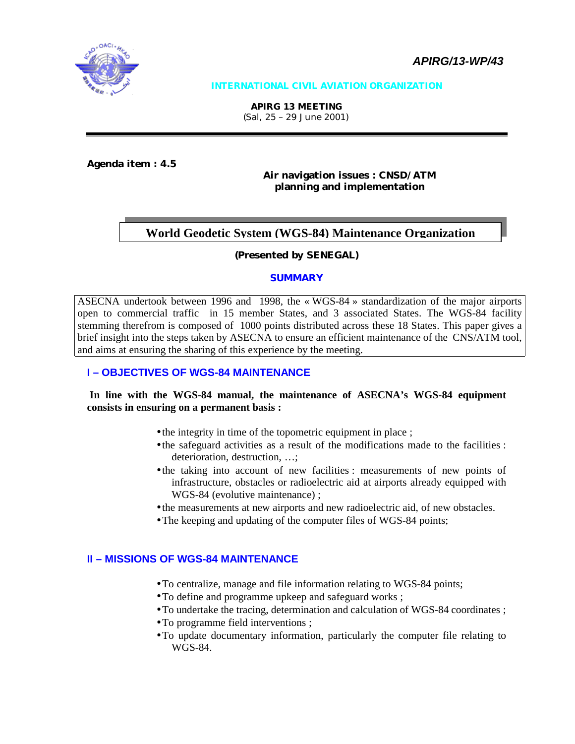APIRG/13-WP/43

INTERNATIONAL CIVIL AVIATION ORGANIZATION

**APIRG 13 MEETING**
(Sal, 25 – 29 June 2001)

**Agenda item : 4.5**

**Air navigation issues : CNSD/ATM planning and implementation**

# World Geodetic System (WGS-84) Maintenance Organization

**(Presented by SENEGAL)**

## SUMMARY

ASECNA undertook between 1996 and 1998, the « WGS-84 » standardization of the major airports open to commercial traffic in 15 member States, and 3 associated States. The WGS-84 facility stemming therefrom is composed of 1000 points distributed across these 18 States. This paper gives a brief insight into the steps taken by ASECNA to ensure an efficient maintenance of the CNS/ATM tool, and aims at ensuring the sharing of this experience by the meeting.

## I – OBJECTIVES OF WGS-84 MAINTENANCE

**In line with the WGS-84 manual, the maintenance of ASECNA's WGS-84 equipment consists in ensuring on a permanent basis :**

- the integrity in time of the topometric equipment in place ;
- the safeguard activities as a result of the modifications made to the facilities : deterioration, destruction, …;
- the taking into account of new facilities : measurements of new points of infrastructure, obstacles or radioelectric aid at airports already equipped with WGS-84 (evolutive maintenance) ;
- the measurements at new airports and new radioelectric aid, of new obstacles.
- The keeping and updating of the computer files of WGS-84 points;

## II – MISSIONS OF WGS-84 MAINTENANCE

- To centralize, manage and file information relating to WGS-84 points;
- To define and programme upkeep and safeguard works ;
- To undertake the tracing, determination and calculation of WGS-84 coordinates ;
- To programme field interventions ;
- To update documentary information, particularly the computer file relating to WGS-84.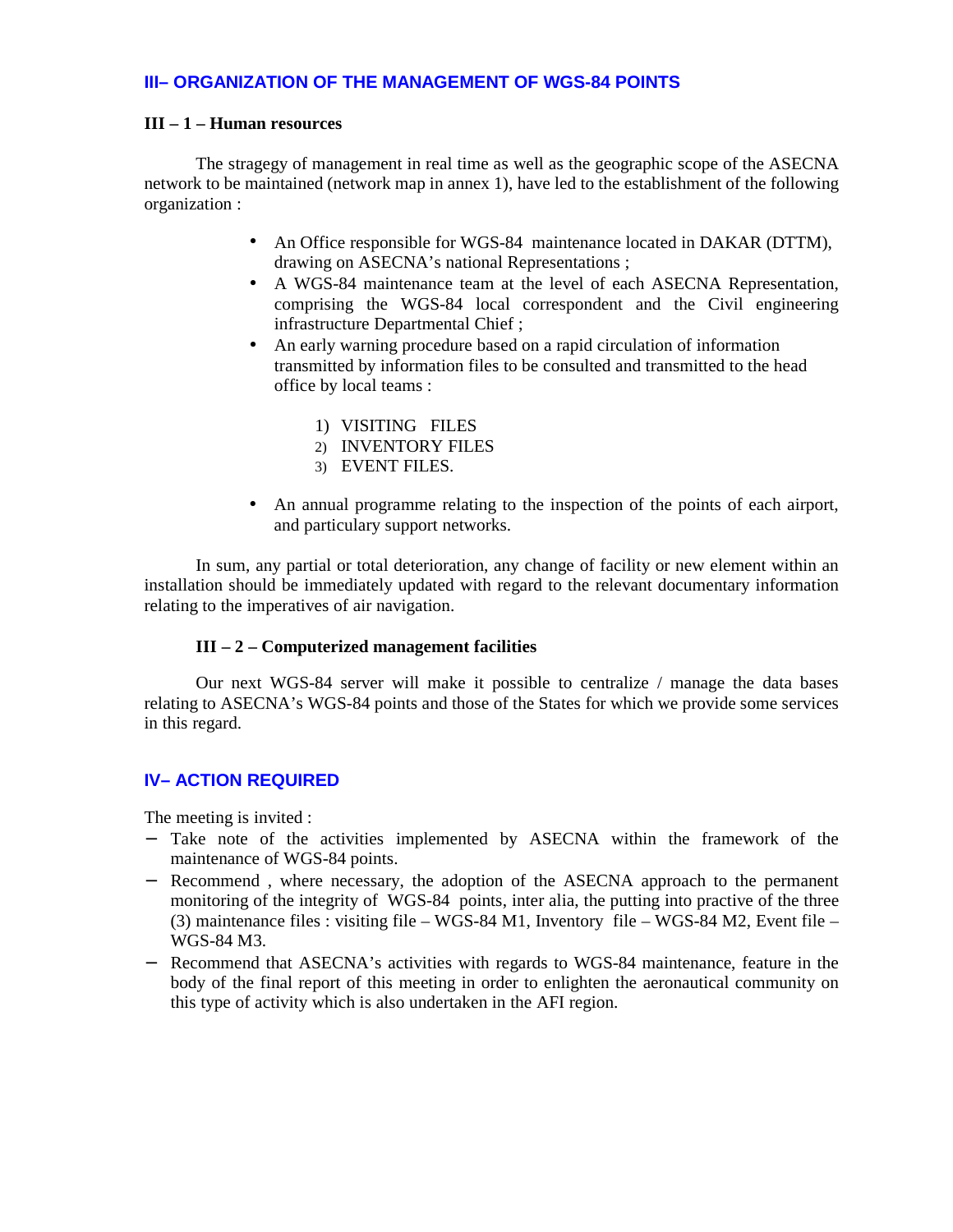## III– ORGANIZATION OF THE MANAGEMENT OF WGS-84 POINTS

### III – 1 – Human resources

The stragegy of management in real time as well as the geographic scope of the ASECNA network to be maintained (network map in annex 1), have led to the establishment of the following organization :

- An Office responsible for WGS-84 maintenance located in DAKAR (DTTM), drawing on ASECNA's national Representations ;
- A WGS-84 maintenance team at the level of each ASECNA Representation, comprising the WGS-84 local correspondent and the Civil engineering infrastructure Departmental Chief ;
- An early warning procedure based on a rapid circulation of information transmitted by information files to be consulted and transmitted to the head office by local teams :

  1) VISITING FILES
  2) INVENTORY FILES
  3) EVENT FILES.

- An annual programme relating to the inspection of the points of each airport, and particulary support networks.

In sum, any partial or total deterioration, any change of facility or new element within an installation should be immediately updated with regard to the relevant documentary information relating to the imperatives of air navigation.

### III – 2 – Computerized management facilities

Our next WGS-84 server will make it possible to centralize / manage the data bases relating to ASECNA's WGS-84 points and those of the States for which we provide some services in this regard.

## IV– ACTION REQUIRED

The meeting is invited :

- Take note of the activities implemented by ASECNA within the framework of the maintenance of WGS-84 points.
- Recommend , where necessary, the adoption of the ASECNA approach to the permanent monitoring of the integrity of WGS-84 points, inter alia, the putting into practive of the three (3) maintenance files : visiting file – WGS-84 M1, Inventory file – WGS-84 M2, Event file – WGS-84 M3.
- Recommend that ASECNA's activities with regards to WGS-84 maintenance, feature in the body of the final report of this meeting in order to enlighten the aeronautical community on this type of activity which is also undertaken in the AFI region.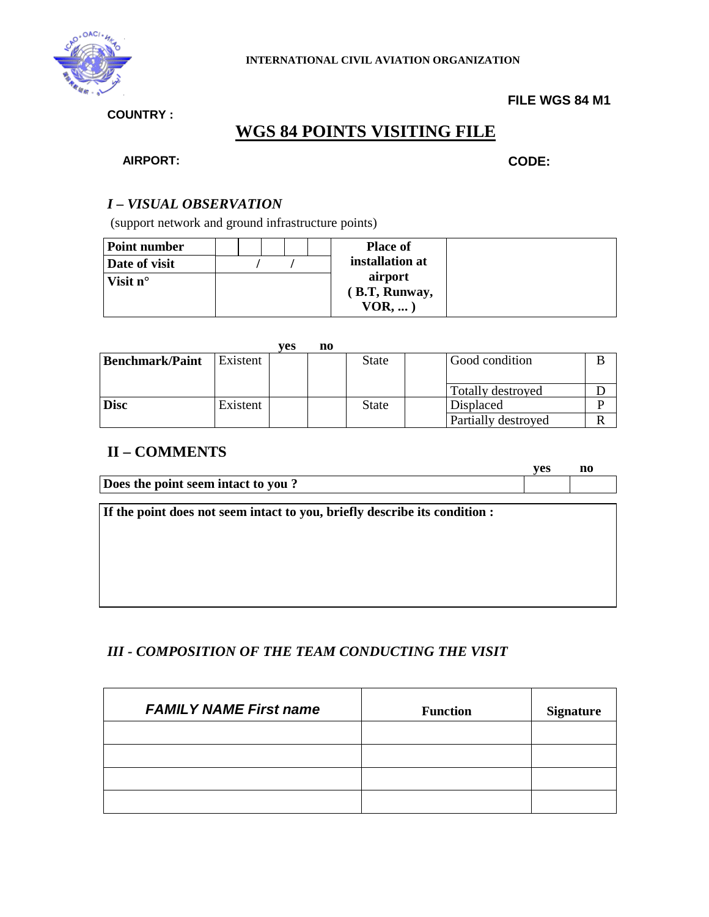INTERNATIONAL CIVIL AVIATION ORGANIZATION

**FILE WGS 84 M1**

**COUNTRY :**

# WGS 84 POINTS VISITING FILE

**AIRPORT:** **CODE:**

## *I – VISUAL OBSERVATION*

(support network and ground infrastructure points)

| **Point number** | | | | | | **Place of installation at airport ( B.T, Runway, VOR, ... )** | |
|---|---|---|---|---|---|---|---|
| **Date of visit** | / / | | | | | | |
| **Visit n°** | | | | | | | |

| | | yes | no | | | | |
|---|---|---|---|---|---|---|---|
| **Benchmark/Paint** | Existent | | | State | | Good condition | B |
| | | | | | | Totally destroyed | D |
| **Disc** | Existent | | | State | | Displaced | P |
| | | | | | | Partially destroyed | R |

## II – COMMENTS

| | yes | no |
|---|---|---|
| **Does the point seem intact to you ?** | | |

**If the point does not seem intact to you, briefly describe its condition :**

## *III - COMPOSITION OF THE TEAM CONDUCTING THE VISIT*

| ***FAMILY NAME First name*** | **Function** | **Signature** |
|---|---|---|
| | | |
| | | |
| | | |
| | | |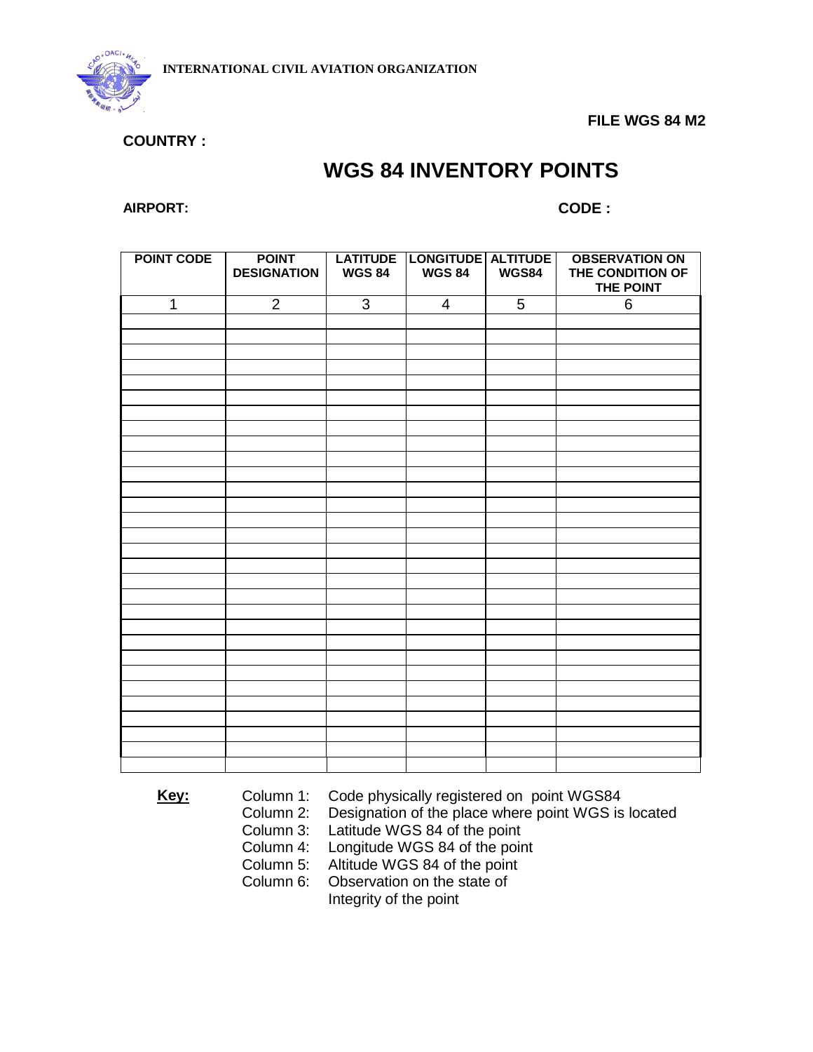INTERNATIONAL CIVIL AVIATION ORGANIZATION

**FILE WGS 84 M2**

**COUNTRY :**

# WGS 84 INVENTORY POINTS

**AIRPORT:** **CODE :**

| POINT CODE | POINT DESIGNATION | LATITUDE WGS 84 | LONGITUDE WGS 84 | ALTITUDE WGS84 | OBSERVATION ON THE CONDITION OF THE POINT |
|---|---|---|---|---|---|
| 1 | 2 | 3 | 4 | 5 | 6 |
| | | | | | |
| | | | | | |
| | | | | | |
| | | | | | |
| | | | | | |
| | | | | | |
| | | | | | |
| | | | | | |
| | | | | | |
| | | | | | |
| | | | | | |
| | | | | | |
| | | | | | |
| | | | | | |
| | | | | | |
| | | | | | |
| | | | | | |
| | | | | | |
| | | | | | |
| | | | | | |
| | | | | | |
| | | | | | |
| | | | | | |
| | | | | | |
| | | | | | |
| | | | | | |
| | | | | | |
| | | | | | |
| | | | | | |
| | | | | | |
| | | | | | |

**Key:**

Column 1: Code physically registered on point WGS84
Column 2: Designation of the place where point WGS is located
Column 3: Latitude WGS 84 of the point
Column 4: Longitude WGS 84 of the point
Column 5: Altitude WGS 84 of the point
Column 6: Observation on the state of Integrity of the point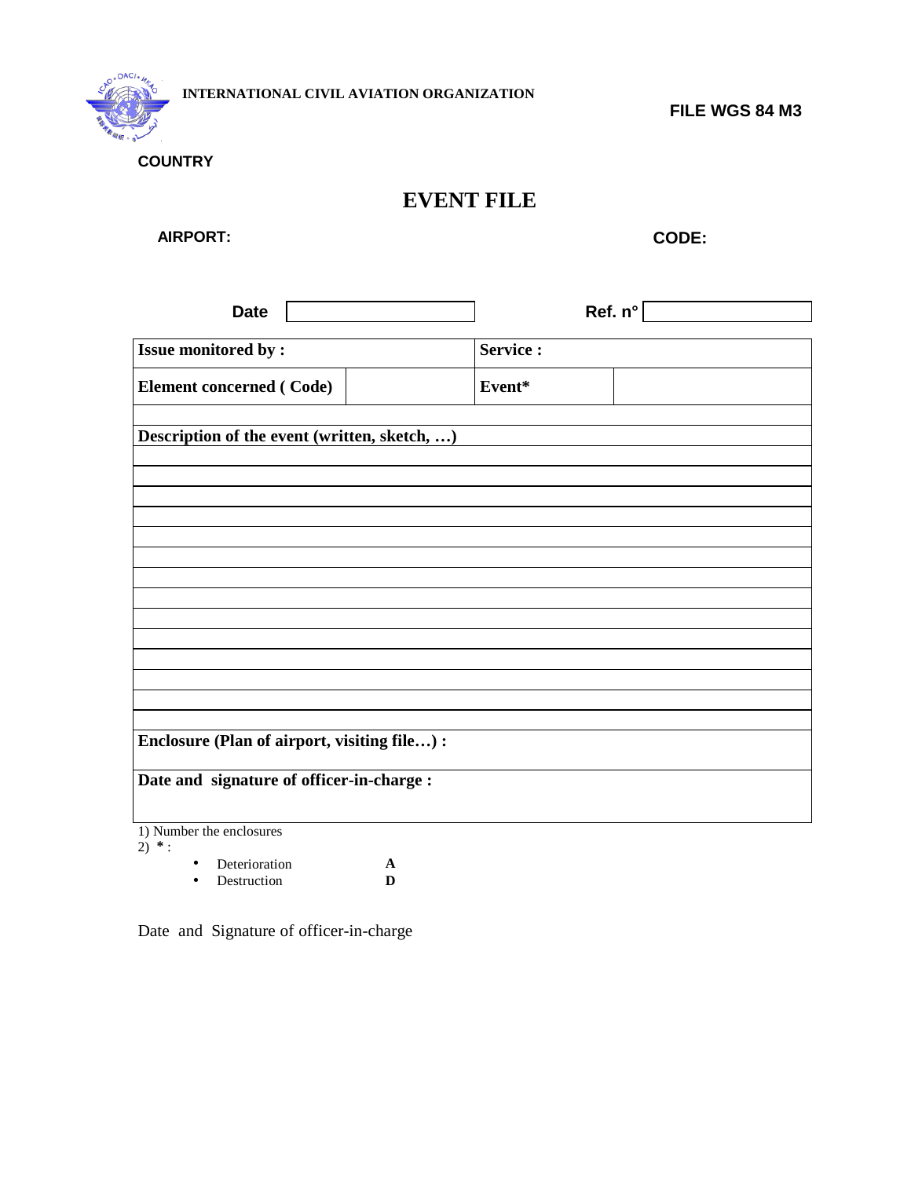INTERNATIONAL CIVIL AVIATION ORGANIZATION

**FILE WGS 84 M3**

**COUNTRY**

# EVENT FILE

**AIRPORT:** **CODE:**

**Date** _______________ **Ref. n°** _______________

| | | | |
|---|---|---|---|
| **Issue monitored by :** | | **Service :** | |
| **Element concerned ( Code)** | | **Event*** | |
| | | | |
| **Description of the event (written, sketch, …)** | | | |
| | | | |
| | | | |
| | | | |
| | | | |
| | | | |
| | | | |
| | | | |
| | | | |
| | | | |
| | | | |
| | | | |
| | | | |
| | | | |
| | | | |
| **Enclosure (Plan of airport, visiting file…) :** | | | |
| **Date and signature of officer-in-charge :** | | | |

1) Number the enclosures
2) * :

- Deterioration **A**
- Destruction **D**

Date and Signature of officer-in-charge